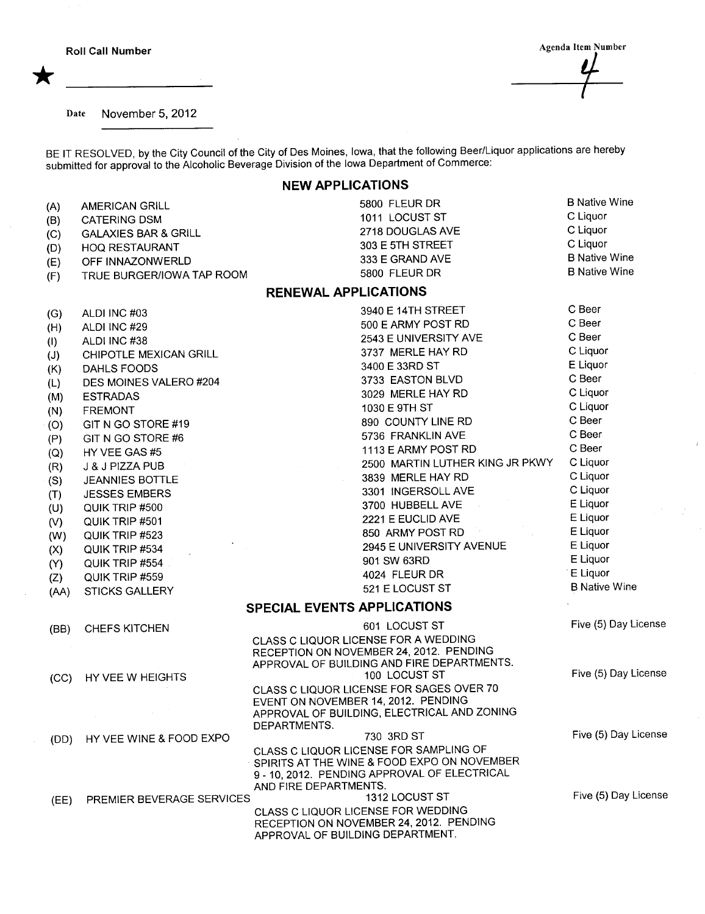Roll Call Number ★ ____________

Agenda Item Number 4

Date November 5, 2012

BE IT RESOLVED, by the City Council of the City of Des Moines, Iowa, that the following Beer/Liquor applications are hereby submitted for approval to the Alcoholic Beverage Division of the Iowa Department of Commerce:

## NEW APPLICATIONS

| | | | |
|---|---|---|---|
| (A) | AMERICAN GRILL | 5800 FLEUR DR | B Native Wine |
| (B) | CATERING DSM | 1011 LOCUST ST | C Liquor |
| (C) | GALAXIES BAR & GRILL | 2718 DOUGLAS AVE | C Liquor |
| (D) | HOQ RESTAURANT | 303 E 5TH STREET | C Liquor |
| (E) | OFF INNAZONWERLD | 333 E GRAND AVE | B Native Wine |
| (F) | TRUE BURGER/IOWA TAP ROOM | 5800 FLEUR DR | B Native Wine |

## RENEWAL APPLICATIONS

| | | | |
|---|---|---|---|
| (G) | ALDI INC #03 | 3940 E 14TH STREET | C Beer |
| (H) | ALDI INC #29 | 500 E ARMY POST RD | C Beer |
| (I) | ALDI INC #38 | 2543 E UNIVERSITY AVE | C Beer |
| (J) | CHIPOTLE MEXICAN GRILL | 3737 MERLE HAY RD | C Liquor |
| (K) | DAHLS FOODS | 3400 E 33RD ST | E Liquor |
| (L) | DES MOINES VALERO #204 | 3733 EASTON BLVD | C Beer |
| (M) | ESTRADAS | 3029 MERLE HAY RD | C Liquor |
| (N) | FREMONT | 1030 E 9TH ST | C Liquor |
| (O) | GIT N GO STORE #19 | 890 COUNTY LINE RD | C Beer |
| (P) | GIT N GO STORE #6 | 5736 FRANKLIN AVE | C Beer |
| (Q) | HY VEE GAS #5 | 1113 E ARMY POST RD | C Beer |
| (R) | J & J PIZZA PUB | 2500 MARTIN LUTHER KING JR PKWY | C Liquor |
| (S) | JEANNIES BOTTLE | 3839 MERLE HAY RD | C Liquor |
| (T) | JESSES EMBERS | 3301 INGERSOLL AVE | C Liquor |
| (U) | QUIK TRIP #500 | 3700 HUBBELL AVE | E Liquor |
| (V) | QUIK TRIP #501 | 2221 E EUCLID AVE | E Liquor |
| (W) | QUIK TRIP #523 | 850 ARMY POST RD | E Liquor |
| (X) | QUIK TRIP #534 | 2945 E UNIVERSITY AVENUE | E Liquor |
| (Y) | QUIK TRIP #554 | 901 SW 63RD | E Liquor |
| (Z) | QUIK TRIP #559 | 4024 FLEUR DR | E Liquor |
| (AA) | STICKS GALLERY | 521 E LOCUST ST | B Native Wine |

## SPECIAL EVENTS APPLICATIONS

| | | | |
|---|---|---|---|
| (BB) | CHEFS KITCHEN | 601 LOCUST ST<br>CLASS C LIQUOR LICENSE FOR A WEDDING RECEPTION ON NOVEMBER 24, 2012. PENDING APPROVAL OF BUILDING AND FIRE DEPARTMENTS. | Five (5) Day License |
| (CC) | HY VEE W HEIGHTS | 100 LOCUST ST<br>CLASS C LIQUOR LICENSE FOR SAGES OVER 70 EVENT ON NOVEMBER 14, 2012. PENDING APPROVAL OF BUILDING, ELECTRICAL AND ZONING DEPARTMENTS. | Five (5) Day License |
| (DD) | HY VEE WINE & FOOD EXPO | 730 3RD ST<br>CLASS C LIQUOR LICENSE FOR SAMPLING OF SPIRITS AT THE WINE & FOOD EXPO ON NOVEMBER 9 - 10, 2012. PENDING APPROVAL OF ELECTRICAL AND FIRE DEPARTMENTS. | Five (5) Day License |
| (EE) | PREMIER BEVERAGE SERVICES | 1312 LOCUST ST<br>CLASS C LIQUOR LICENSE FOR WEDDING RECEPTION ON NOVEMBER 24, 2012. PENDING APPROVAL OF BUILDING DEPARTMENT. | Five (5) Day License |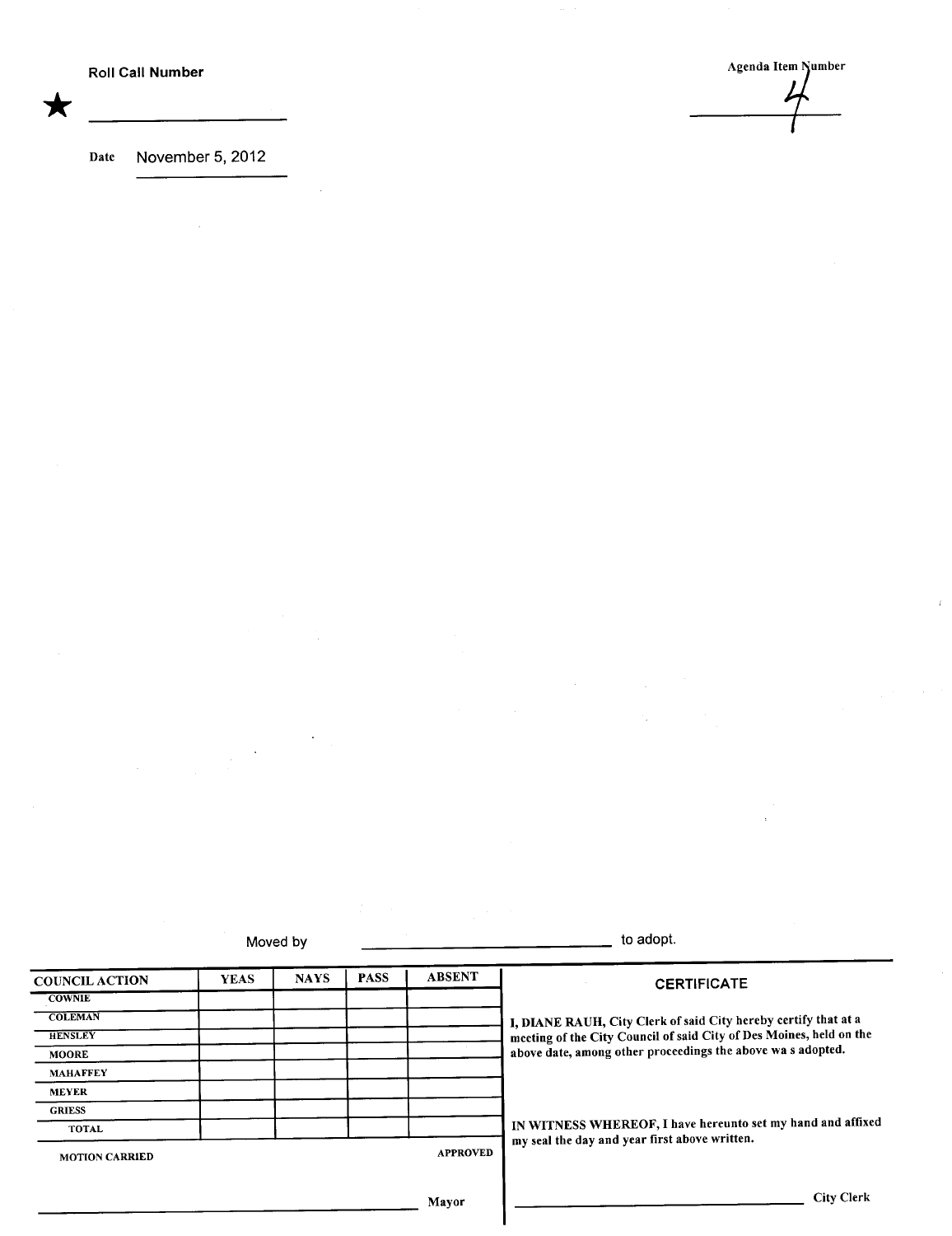Roll Call Number

★ ____________________

Date November 5, 2012

Agenda Item Number

4

Moved by ____________________ to adopt.

| COUNCIL ACTION | YEAS | NAYS | PASS | ABSENT |
|---|---|---|---|---|
| COWNIE | | | | |
| COLEMAN | | | | |
| HENSLEY | | | | |
| MOORE | | | | |
| MAHAFFEY | | | | |
| MEYER | | | | |
| GRIESS | | | | |
| TOTAL | | | | |

MOTION CARRIED APPROVED

____________________ Mayor

**CERTIFICATE**

I, DIANE RAUH, City Clerk of said City hereby certify that at a meeting of the City Council of said City of Des Moines, held on the above date, among other proceedings the above wa s adopted.

IN WITNESS WHEREOF, I have hereunto set my hand and affixed my seal the day and year first above written.

____________________ City Clerk